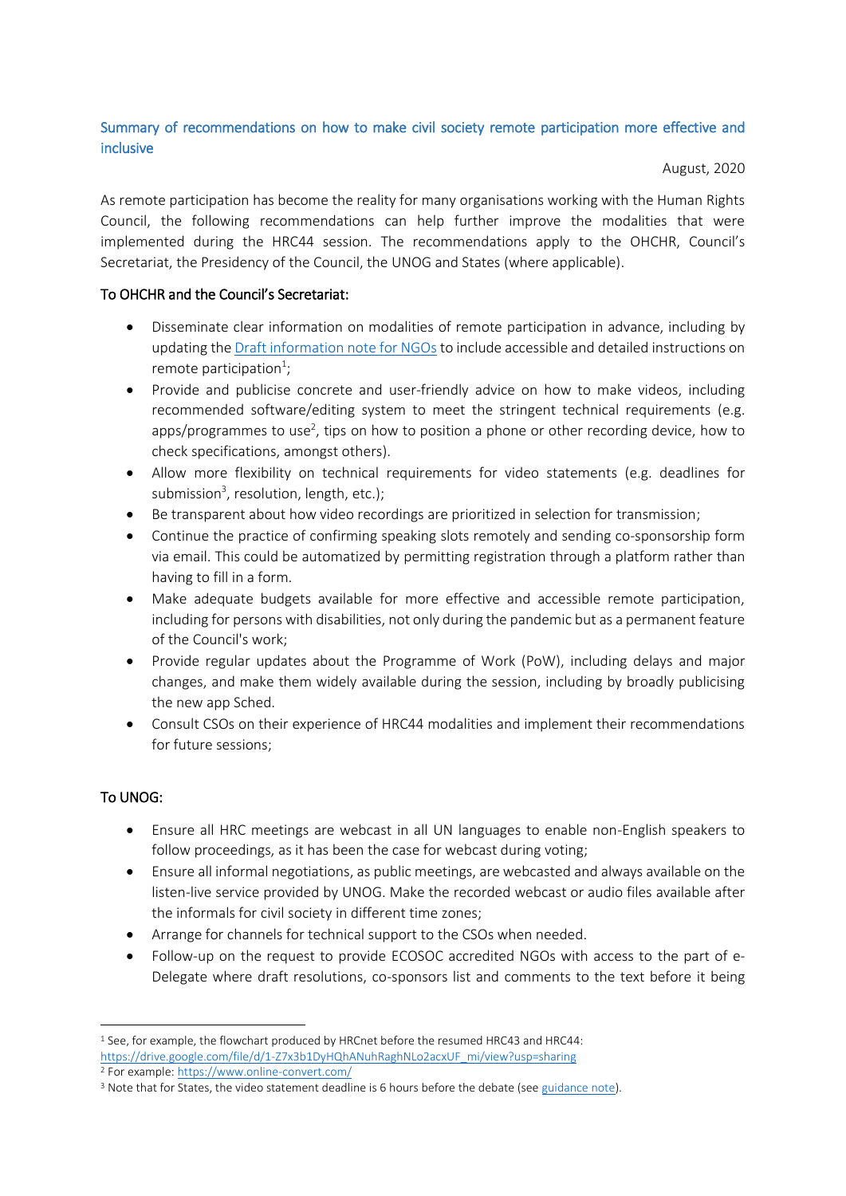## Summary of recommendations on how to make civil society remote participation more effective and inclusive

August, 2020

As remote participation has become the reality for many organisations working with the Human Rights Council, the following recommendations can help further improve the modalities that were implemented during the HRC44 session. The recommendations apply to the OHCHR, Council's Secretariat, the Presidency of the Council, the UNOG and States (where applicable).

### To OHCHR and the Council's Secretariat:

- Disseminate clear information on modalities of remote participation in advance, including by updating the Draft information note for NGOs to include accessible and detailed instructions on remote participation[1];
- Provide and publicise concrete and user-friendly advice on how to make videos, including recommended software/editing system to meet the stringent technical requirements (e.g. apps/programmes to use[2], tips on how to position a phone or other recording device, how to check specifications, amongst others).
- Allow more flexibility on technical requirements for video statements (e.g. deadlines for submission[3], resolution, length, etc.);
- Be transparent about how video recordings are prioritized in selection for transmission;
- Continue the practice of confirming speaking slots remotely and sending co-sponsorship form via email. This could be automatized by permitting registration through a platform rather than having to fill in a form.
- Make adequate budgets available for more effective and accessible remote participation, including for persons with disabilities, not only during the pandemic but as a permanent feature of the Council's work;
- Provide regular updates about the Programme of Work (PoW), including delays and major changes, and make them widely available during the session, including by broadly publicising the new app Sched.
- Consult CSOs on their experience of HRC44 modalities and implement their recommendations for future sessions;

### To UNOG:

- Ensure all HRC meetings are webcast in all UN languages to enable non-English speakers to follow proceedings, as it has been the case for webcast during voting;
- Ensure all informal negotiations, as public meetings, are webcasted and always available on the listen-live service provided by UNOG. Make the recorded webcast or audio files available after the informals for civil society in different time zones;
- Arrange for channels for technical support to the CSOs when needed.
- Follow-up on the request to provide ECOSOC accredited NGOs with access to the part of e-Delegate where draft resolutions, co-sponsors list and comments to the text before it being

---

[1] See, for example, the flowchart produced by HRCnet before the resumed HRC43 and HRC44: https://drive.google.com/file/d/1-Z7x3b1DyHQhANuhRaghNLo2acxUF_mi/view?usp=sharing

[2] For example: https://www.online-convert.com/

[3] Note that for States, the video statement deadline is 6 hours before the debate (see guidance note).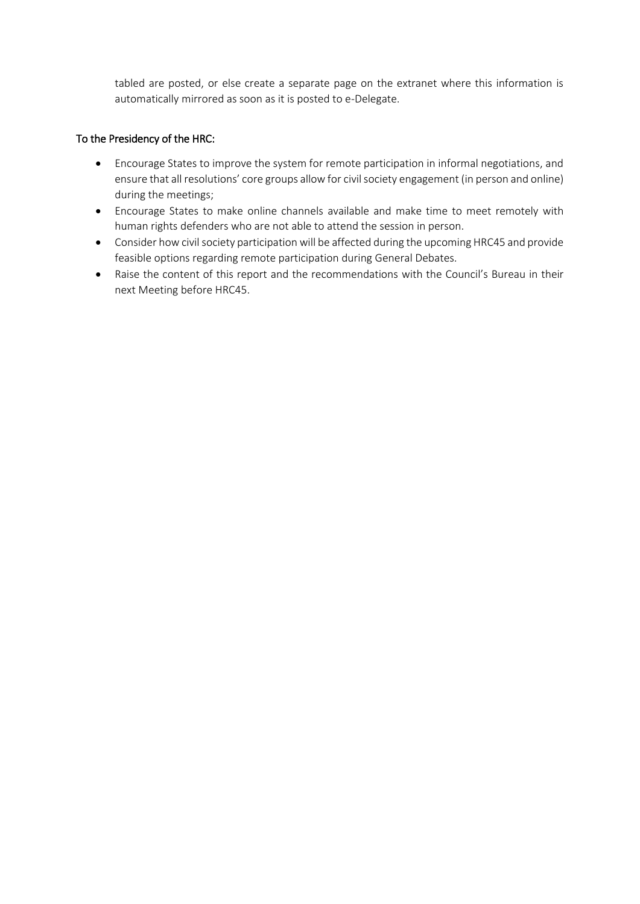tabled are posted, or else create a separate page on the extranet where this information is automatically mirrored as soon as it is posted to e-Delegate.

### To the Presidency of the HRC:

- Encourage States to improve the system for remote participation in informal negotiations, and ensure that all resolutions' core groups allow for civil society engagement (in person and online) during the meetings;
- Encourage States to make online channels available and make time to meet remotely with human rights defenders who are not able to attend the session in person.
- Consider how civil society participation will be affected during the upcoming HRC45 and provide feasible options regarding remote participation during General Debates.
- Raise the content of this report and the recommendations with the Council's Bureau in their next Meeting before HRC45.